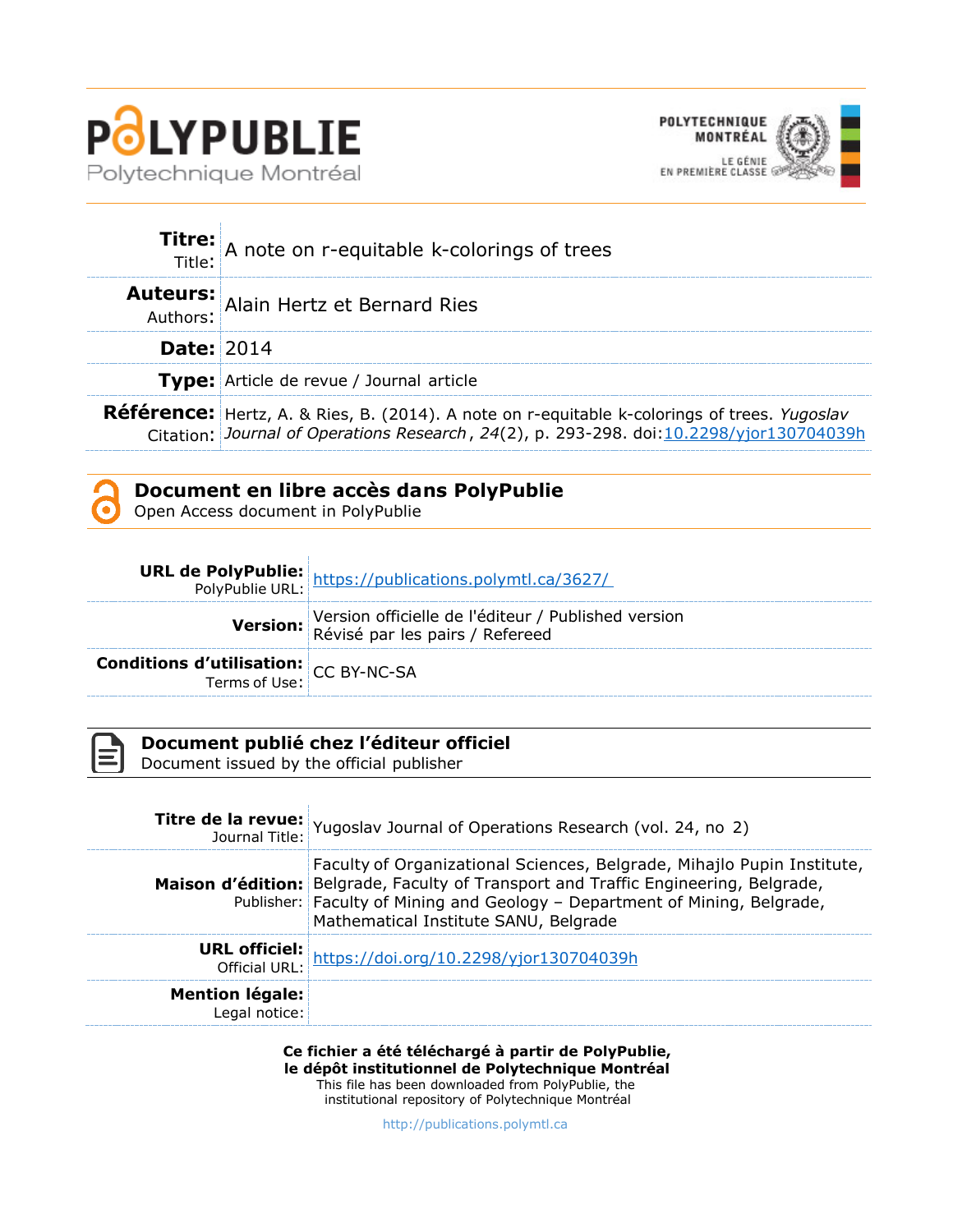# POLYPUBLIE

Polytechnique Montréal

POLYTECHNIQUE MONTRÉAL

LE GÉNIE EN PREMIÈRE CLASSE

| | |
|---|---|
| **Titre:** Title: | A note on r-equitable k-colorings of trees |
| **Auteurs:** Authors: | Alain Hertz et Bernard Ries |
| **Date:** | 2014 |
| **Type:** | Article de revue / Journal article |
| **Référence:** Citation: | Hertz, A. & Ries, B. (2014). A note on r-equitable k-colorings of trees. *Yugoslav Journal of Operations Research*, *24*(2), p. 293-298. doi:10.2298/yjor130704039h |

## Document en libre accès dans PolyPublie
Open Access document in PolyPublie

| | |
|---|---|
| **URL de PolyPublie:** PolyPublie URL: | https://publications.polymtl.ca/3627/ |
| **Version:** | Version officielle de l'éditeur / Published version<br>Révisé par les pairs / Refereed |
| **Conditions d'utilisation:** Terms of Use: | CC BY-NC-SA |

## Document publié chez l'éditeur officiel
Document issued by the official publisher

| | |
|---|---|
| **Titre de la revue:** Journal Title: | Yugoslav Journal of Operations Research (vol. 24, no 2) |
| **Maison d'édition:** Publisher: | Faculty of Organizational Sciences, Belgrade, Mihajlo Pupin Institute, Belgrade, Faculty of Transport and Traffic Engineering, Belgrade, Faculty of Mining and Geology – Department of Mining, Belgrade, Mathematical Institute SANU, Belgrade |
| **URL officiel:** Official URL: | https://doi.org/10.2298/yjor130704039h |
| **Mention légale:** Legal notice: | |

**Ce fichier a été téléchargé à partir de PolyPublie, le dépôt institutionnel de Polytechnique Montréal**

This file has been downloaded from PolyPublie, the institutional repository of Polytechnique Montréal

http://publications.polymtl.ca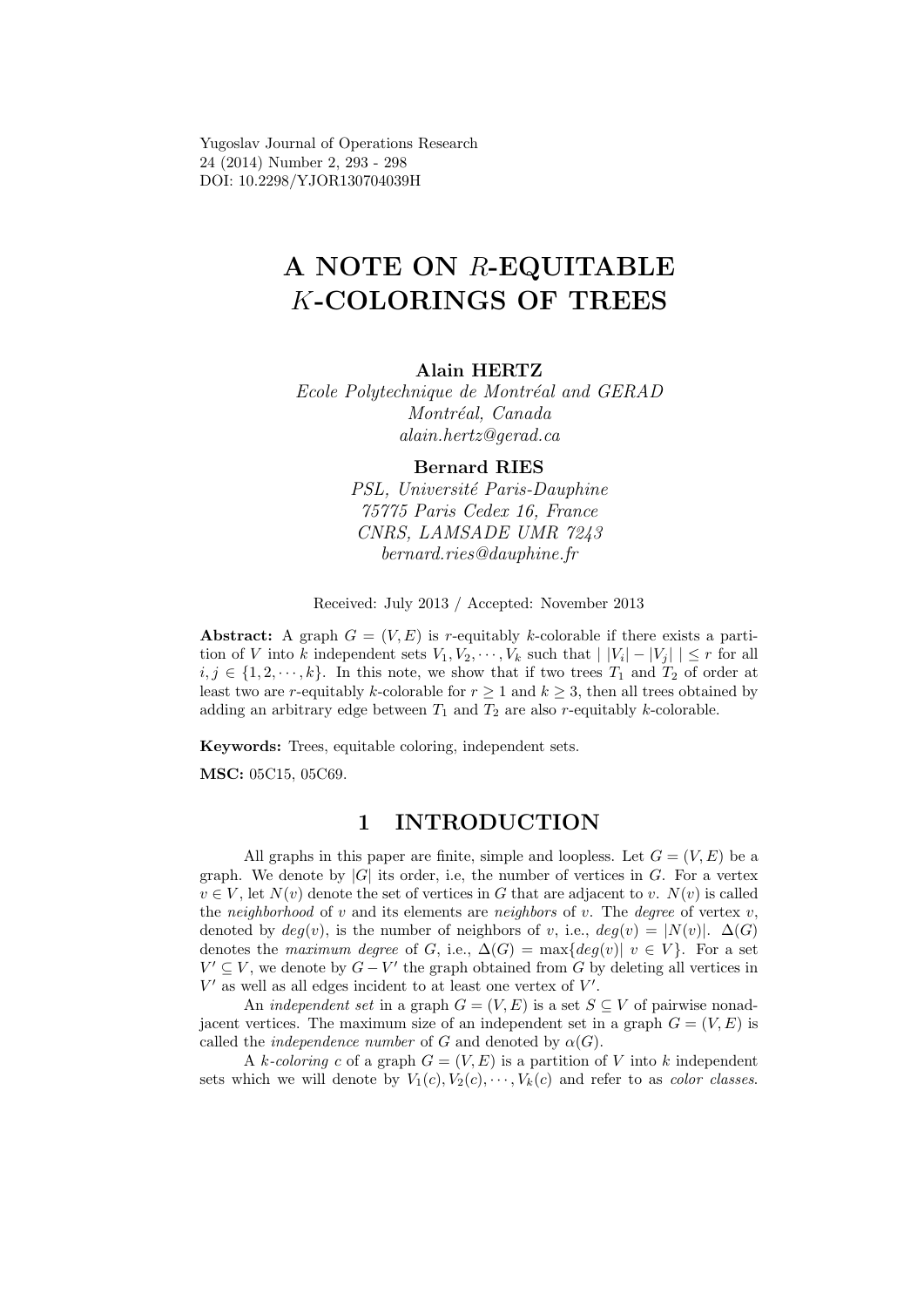Yugoslav Journal of Operations Research
24 (2014) Number 2, 293 - 298
DOI: 10.2298/YJOR130704039H

# A NOTE ON $R$-EQUITABLE $K$-COLORINGS OF TREES

**Alain HERTZ**
*Ecole Polytechnique de Montréal and GERAD*
*Montréal, Canada*
*alain.hertz@gerad.ca*

**Bernard RIES**
*PSL, Université Paris-Dauphine*
*75775 Paris Cedex 16, France*
*CNRS, LAMSADE UMR 7243*
*bernard.ries@dauphine.fr*

Received: July 2013 / Accepted: November 2013

**Abstract:** A graph $G = (V, E)$ is $r$-equitably $k$-colorable if there exists a partition of $V$ into $k$ independent sets $V_1, V_2, \cdots, V_k$ such that $|\,|V_i| - |V_j|\,| \leq r$ for all $i, j \in \{1, 2, \cdots, k\}$. In this note, we show that if two trees $T_1$ and $T_2$ of order at least two are $r$-equitably $k$-colorable for $r \geq 1$ and $k \geq 3$, then all trees obtained by adding an arbitrary edge between $T_1$ and $T_2$ are also $r$-equitably $k$-colorable.

**Keywords:** Trees, equitable coloring, independent sets.

**MSC:** 05C15, 05C69.

## 1 INTRODUCTION

All graphs in this paper are finite, simple and loopless. Let $G = (V, E)$ be a graph. We denote by $|G|$ its order, i.e, the number of vertices in $G$. For a vertex $v \in V$, let $N(v)$ denote the set of vertices in $G$ that are adjacent to $v$. $N(v)$ is called the *neighborhood* of $v$ and its elements are *neighbors* of $v$. The *degree* of vertex $v$, denoted by $deg(v)$, is the number of neighbors of $v$, i.e., $deg(v) = |N(v)|$. $\Delta(G)$ denotes the *maximum degree* of $G$, i.e., $\Delta(G) = \max\{deg(v)|\ v \in V\}$. For a set $V' \subseteq V$, we denote by $G - V'$ the graph obtained from $G$ by deleting all vertices in $V'$ as well as all edges incident to at least one vertex of $V'$.

An *independent set* in a graph $G = (V, E)$ is a set $S \subseteq V$ of pairwise nonadjacent vertices. The maximum size of an independent set in a graph $G = (V, E)$ is called the *independence number* of $G$ and denoted by $\alpha(G)$.

A *$k$-coloring* $c$ of a graph $G = (V, E)$ is a partition of $V$ into $k$ independent sets which we will denote by $V_1(c), V_2(c), \cdots, V_k(c)$ and refer to as *color classes*.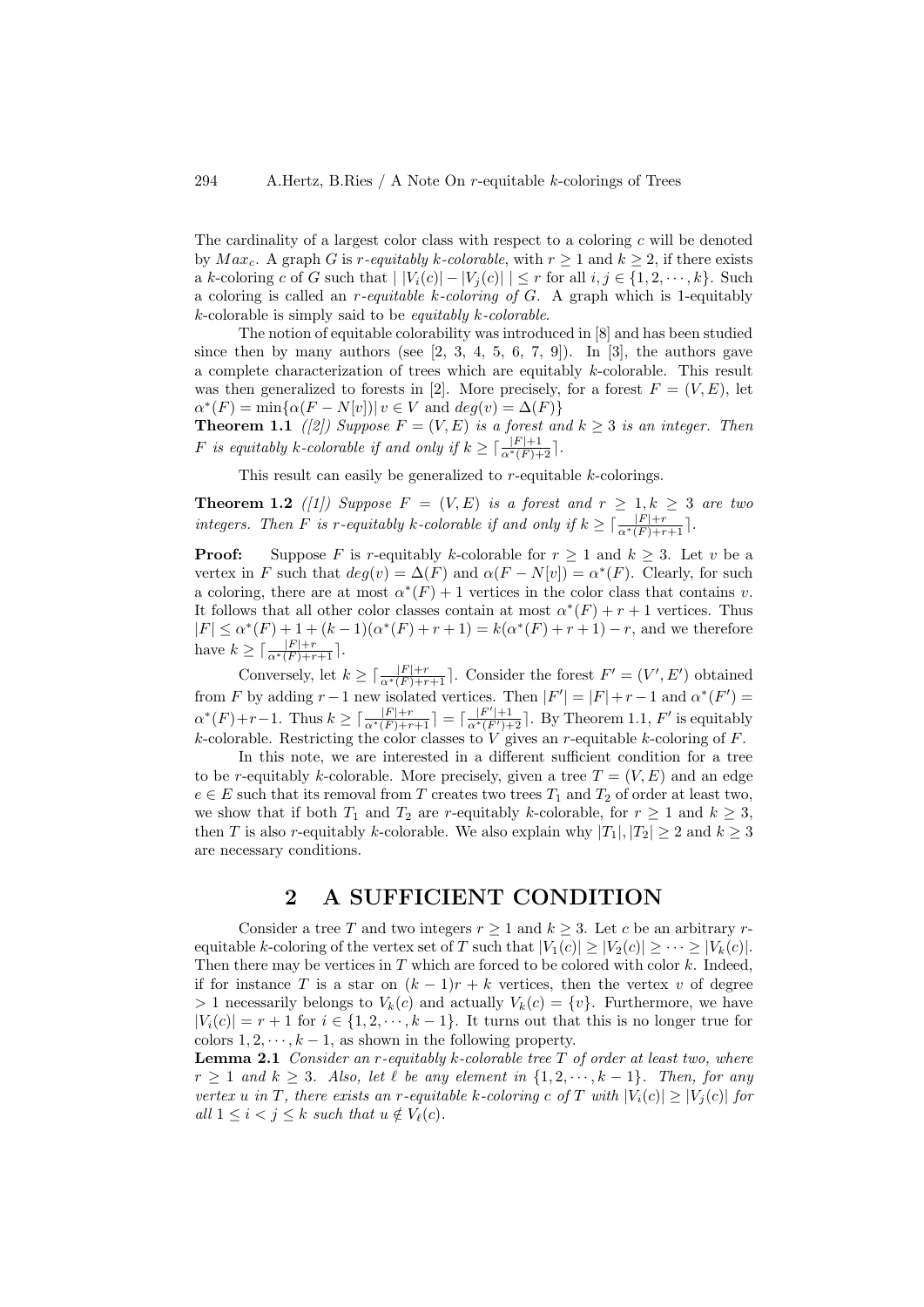The cardinality of a largest color class with respect to a coloring $c$ will be denoted by $Max_c$. A graph $G$ is *r-equitably k-colorable*, with $r \geq 1$ and $k \geq 2$, if there exists a $k$-coloring $c$ of $G$ such that $| \, |V_i(c)| - |V_j(c)| \, | \leq r$ for all $i, j \in \{1, 2, \cdots, k\}$. Such a coloring is called an *r-equitable k-coloring of G*. A graph which is 1-equitably $k$-colorable is simply said to be *equitably k-colorable*.

The notion of equitable colorability was introduced in [8] and has been studied since then by many authors (see [2, 3, 4, 5, 6, 7, 9]). In [3], the authors gave a complete characterization of trees which are equitably $k$-colorable. This result was then generalized to forests in [2]. More precisely, for a forest $F = (V, E)$, let $\alpha^*(F) = \min\{\alpha(F - N[v]) | v \in V \text{ and } deg(v) = \Delta(F)\}$

**Theorem 1.1** *([2]) Suppose $F = (V, E)$ is a forest and $k \geq 3$ is an integer. Then $F$ is equitably $k$-colorable if and only if $k \geq \lceil \frac{|F|+1}{\alpha^*(F)+2} \rceil$.*

This result can easily be generalized to $r$-equitable $k$-colorings.

**Theorem 1.2** *([1]) Suppose $F = (V, E)$ is a forest and $r \geq 1, k \geq 3$ are two integers. Then $F$ is $r$-equitably $k$-colorable if and only if $k \geq \lceil \frac{|F|+r}{\alpha^*(F)+r+1} \rceil$.*

**Proof:** Suppose $F$ is $r$-equitably $k$-colorable for $r \geq 1$ and $k \geq 3$. Let $v$ be a vertex in $F$ such that $deg(v) = \Delta(F)$ and $\alpha(F - N[v]) = \alpha^*(F)$. Clearly, for such a coloring, there are at most $\alpha^*(F) + 1$ vertices in the color class that contains $v$. It follows that all other color classes contain at most $\alpha^*(F) + r + 1$ vertices. Thus $|F| \leq \alpha^*(F) + 1 + (k-1)(\alpha^*(F) + r + 1) = k(\alpha^*(F) + r + 1) - r$, and we therefore have $k \geq \lceil \frac{|F|+r}{\alpha^*(F)+r+1} \rceil$.

Conversely, let $k \geq \lceil \frac{|F|+r}{\alpha^*(F)+r+1} \rceil$. Consider the forest $F' = (V', E')$ obtained from $F$ by adding $r-1$ new isolated vertices. Then $|F'| = |F| + r - 1$ and $\alpha^*(F') = \alpha^*(F) + r - 1$. Thus $k \geq \lceil \frac{|F|+r}{\alpha^*(F)+r+1} \rceil = \lceil \frac{|F'|+1}{\alpha^*(F')+2} \rceil$. By Theorem 1.1, $F'$ is equitably $k$-colorable. Restricting the color classes to $V$ gives an $r$-equitable $k$-coloring of $F$.

In this note, we are interested in a different sufficient condition for a tree to be $r$-equitably $k$-colorable. More precisely, given a tree $T = (V, E)$ and an edge $e \in E$ such that its removal from $T$ creates two trees $T_1$ and $T_2$ of order at least two, we show that if both $T_1$ and $T_2$ are $r$-equitably $k$-colorable, for $r \geq 1$ and $k \geq 3$, then $T$ is also $r$-equitably $k$-colorable. We also explain why $|T_1|, |T_2| \geq 2$ and $k \geq 3$ are necessary conditions.

## 2 A SUFFICIENT CONDITION

Consider a tree $T$ and two integers $r \geq 1$ and $k \geq 3$. Let $c$ be an arbitrary $r$-equitable $k$-coloring of the vertex set of $T$ such that $|V_1(c)| \geq |V_2(c)| \geq \cdots \geq |V_k(c)|$. Then there may be vertices in $T$ which are forced to be colored with color $k$. Indeed, if for instance $T$ is a star on $(k-1)r + k$ vertices, then the vertex $v$ of degree $> 1$ necessarily belongs to $V_k(c)$ and actually $V_k(c) = \{v\}$. Furthermore, we have $|V_i(c)| = r + 1$ for $i \in \{1, 2, \cdots, k-1\}$. It turns out that this is no longer true for colors $1, 2, \cdots, k-1$, as shown in the following property.

**Lemma 2.1** *Consider an $r$-equitably $k$-colorable tree $T$ of order at least two, where $r \geq 1$ and $k \geq 3$. Also, let $\ell$ be any element in $\{1, 2, \cdots, k-1\}$. Then, for any vertex $u$ in $T$, there exists an $r$-equitable $k$-coloring $c$ of $T$ with $|V_i(c)| \geq |V_j(c)|$ for all $1 \leq i < j \leq k$ such that $u \notin V_\ell(c)$.*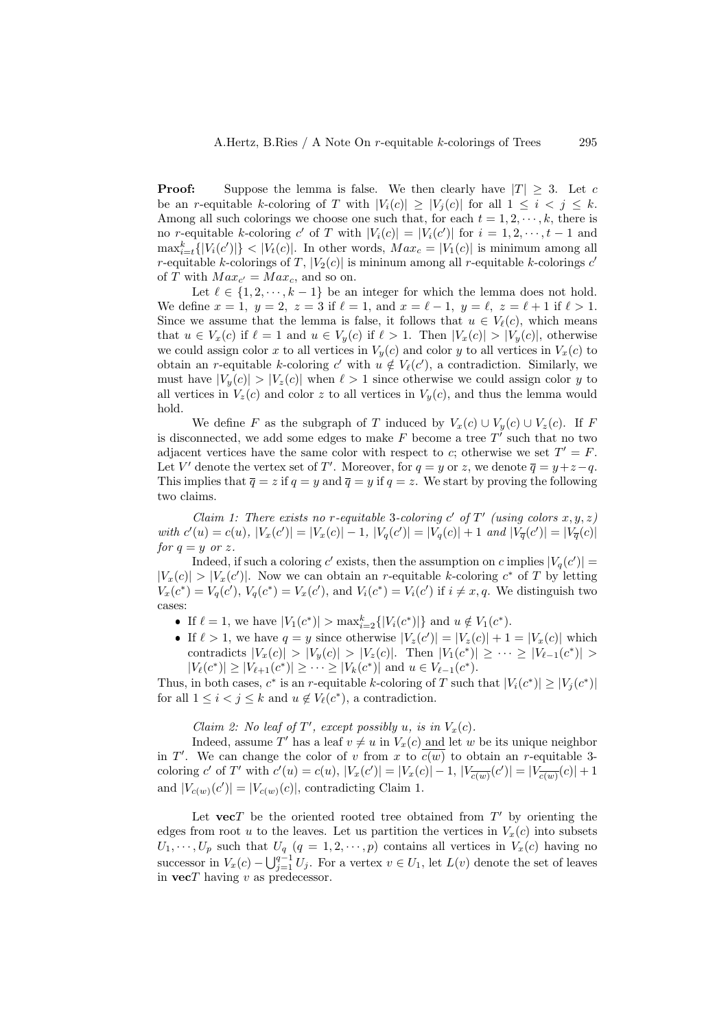**Proof:** Suppose the lemma is false. We then clearly have $|T| \geq 3$. Let $c$ be an $r$-equitable $k$-coloring of $T$ with $|V_i(c)| \geq |V_j(c)|$ for all $1 \leq i < j \leq k$. Among all such colorings we choose one such that, for each $t = 1, 2, \cdots, k$, there is no $r$-equitable $k$-coloring $c'$ of $T$ with $|V_i(c)| = |V_i(c')|$ for $i = 1, 2, \cdots, t-1$ and $\max_{i=t}^{k}\{|V_i(c')|\} < |V_t(c)|$. In other words, $Max_c = |V_1(c)|$ is minimum among all $r$-equitable $k$-colorings of $T$, $|V_2(c)|$ is mininum among all $r$-equitable $k$-colorings $c'$ of $T$ with $Max_{c'} = Max_c$, and so on.

Let $\ell \in \{1, 2, \cdots, k-1\}$ be an integer for which the lemma does not hold. We define $x = 1,\ y = 2,\ z = 3$ if $\ell = 1$, and $x = \ell - 1,\ y = \ell,\ z = \ell + 1$ if $\ell > 1$. Since we assume that the lemma is false, it follows that $u \in V_\ell(c)$, which means that $u \in V_x(c)$ if $\ell = 1$ and $u \in V_y(c)$ if $\ell > 1$. Then $|V_x(c)| > |V_y(c)|$, otherwise we could assign color $x$ to all vertices in $V_y(c)$ and color $y$ to all vertices in $V_x(c)$ to obtain an $r$-equitable $k$-coloring $c'$ with $u \notin V_\ell(c')$, a contradiction. Similarly, we must have $|V_y(c)| > |V_z(c)|$ when $\ell > 1$ since otherwise we could assign color $y$ to all vertices in $V_z(c)$ and color $z$ to all vertices in $V_y(c)$, and thus the lemma would hold.

We define $F$ as the subgraph of $T$ induced by $V_x(c) \cup V_y(c) \cup V_z(c)$. If $F$ is disconnected, we add some edges to make $F$ become a tree $T'$ such that no two adjacent vertices have the same color with respect to $c$; otherwise we set $T' = F$. Let $V'$ denote the vertex set of $T'$. Moreover, for $q = y$ or $z$, we denote $\overline{q} = y + z - q$. This implies that $\overline{q} = z$ if $q = y$ and $\overline{q} = y$ if $q = z$. We start by proving the following two claims.

*Claim 1: There exists no $r$-equitable 3-coloring $c'$ of $T'$ (using colors $x, y, z$) with $c'(u) = c(u)$, $|V_x(c')| = |V_x(c)| - 1$, $|V_q(c')| = |V_q(c)| + 1$ and $|V_{\overline{q}}(c')| = |V_{\overline{q}}(c)|$ for $q = y$ or $z$.*

Indeed, if such a coloring $c'$ exists, then the assumption on $c$ implies $|V_q(c')| = |V_x(c)| > |V_x(c')|$. Now we can obtain an $r$-equitable $k$-coloring $c^*$ of $T$ by letting $V_x(c^*) = V_q(c')$, $V_q(c^*) = V_x(c')$, and $V_i(c^*) = V_i(c')$ if $i \neq x, q$. We distinguish two cases:

- If $\ell = 1$, we have $|V_1(c^*)| > \max_{i=2}^{k}\{|V_i(c^*)|\}$ and $u \notin V_1(c^*)$.
- If $\ell > 1$, we have $q = y$ since otherwise $|V_z(c')| = |V_z(c)| + 1 = |V_x(c)|$ which contradicts $|V_x(c)| > |V_y(c)| > |V_z(c)|$. Then $|V_1(c^*)| \geq \cdots \geq |V_{\ell-1}(c^*)| > |V_\ell(c^*)| \geq |V_{\ell+1}(c^*)| \geq \cdots \geq |V_k(c^*)|$ and $u \in V_{\ell-1}(c^*)$.

Thus, in both cases, $c^*$ is an $r$-equitable $k$-coloring of $T$ such that $|V_i(c^*)| \geq |V_j(c^*)|$ for all $1 \leq i < j \leq k$ and $u \notin V_\ell(c^*)$, a contradiction.

*Claim 2: No leaf of $T'$, except possibly $u$, is in $V_x(c)$.*

Indeed, assume $T'$ has a leaf $v \neq u$ in $V_x(c)$ and let $w$ be its unique neighbor in $T'$. We can change the color of $v$ from $x$ to $\overline{c(w)}$ to obtain an $r$-equitable 3-coloring $c'$ of $T'$ with $c'(u) = c(u)$, $|V_x(c')| = |V_x(c)| - 1$, $|V_{\overline{c(w)}}(c')| = |V_{\overline{c(w)}}(c)| + 1$ and $|V_{c(w)}(c')| = |V_{c(w)}(c)|$, contradicting Claim 1.

Let $\mathbf{vec}T$ be the oriented rooted tree obtained from $T'$ by orienting the edges from root $u$ to the leaves. Let us partition the vertices in $V_x(c)$ into subsets $U_1, \cdots, U_p$ such that $U_q$ ($q = 1, 2, \cdots, p$) contains all vertices in $V_x(c)$ having no successor in $V_x(c) - \bigcup_{j=1}^{q-1} U_j$. For a vertex $v \in U_1$, let $L(v)$ denote the set of leaves in $\mathbf{vec}T$ having $v$ as predecessor.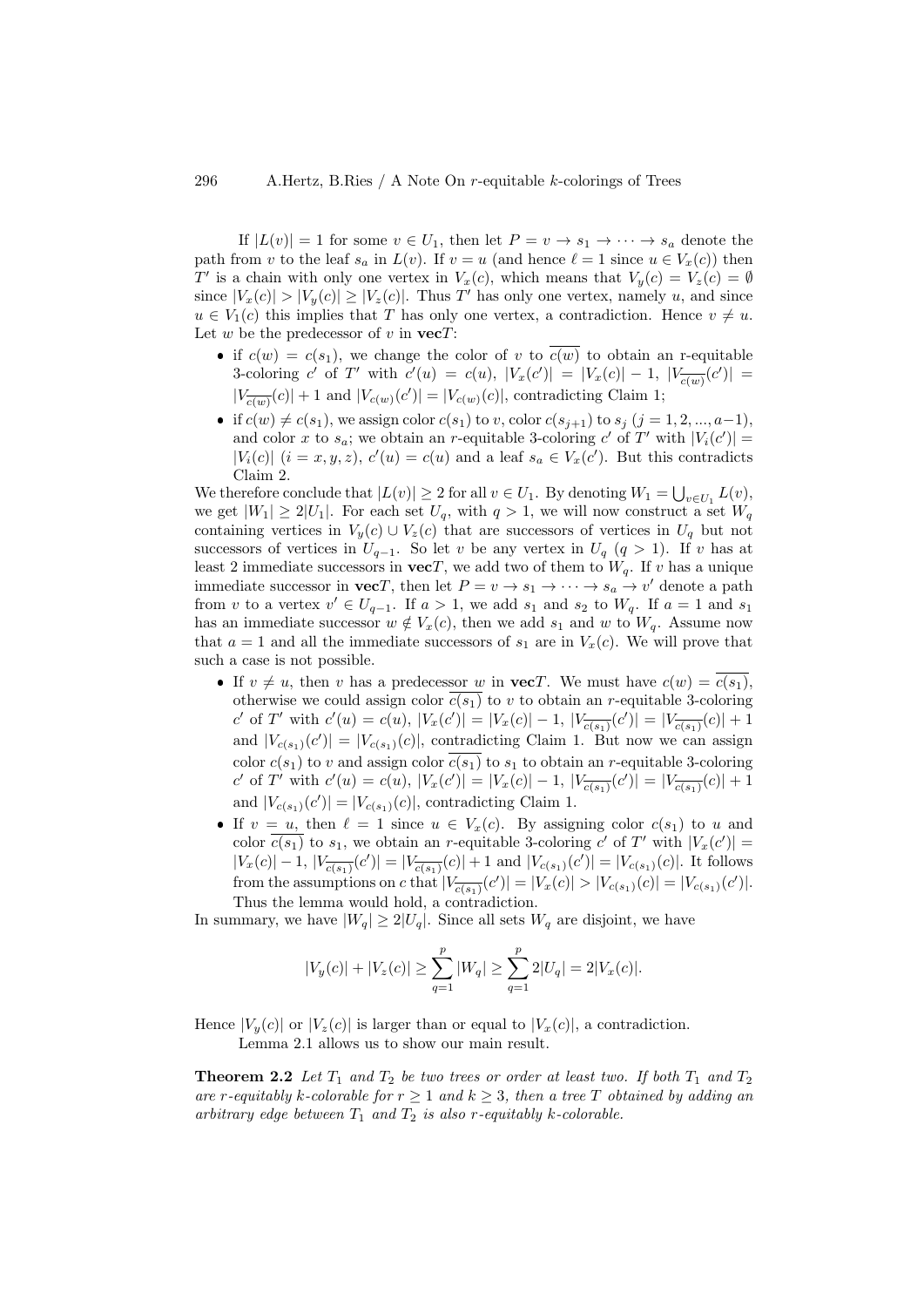If $|L(v)| = 1$ for some $v \in U_1$, then let $P = v \to s_1 \to \cdots \to s_a$ denote the path from $v$ to the leaf $s_a$ in $L(v)$. If $v = u$ (and hence $\ell = 1$ since $u \in V_x(c)$) then $T'$ is a chain with only one vertex in $V_x(c)$, which means that $V_y(c) = V_z(c) = \emptyset$ since $|V_x(c)| > |V_y(c)| \geq |V_z(c)|$. Thus $T'$ has only one vertex, namely $u$, and since $u \in V_1(c)$ this implies that $T$ has only one vertex, a contradiction. Hence $v \neq u$. Let $w$ be the predecessor of $v$ in **vec**$T$:

- if $c(w) = c(s_1)$, we change the color of $v$ to $\overline{c(w)}$ to obtain an r-equitable 3-coloring $c'$ of $T'$ with $c'(u) = c(u)$, $|V_x(c')| = |V_x(c)| - 1$, $|V_{\overline{c(w)}}(c')| = |V_{\overline{c(w)}}(c)| + 1$ and $|V_{c(w)}(c')| = |V_{c(w)}(c)|$, contradicting Claim 1;
- if $c(w) \neq c(s_1)$, we assign color $c(s_1)$ to $v$, color $c(s_{j+1})$ to $s_j$ $(j = 1, 2, ..., a-1)$, and color $x$ to $s_a$; we obtain an $r$-equitable 3-coloring $c'$ of $T'$ with $|V_i(c')| = |V_i(c)|$ $(i = x, y, z)$, $c'(u) = c(u)$ and a leaf $s_a \in V_x(c')$. But this contradicts Claim 2.

We therefore conclude that $|L(v)| \geq 2$ for all $v \in U_1$. By denoting $W_1 = \bigcup_{v \in U_1} L(v)$, we get $|W_1| \geq 2|U_1|$. For each set $U_q$, with $q > 1$, we will now construct a set $W_q$ containing vertices in $V_y(c) \cup V_z(c)$ that are successors of vertices in $U_q$ but not successors of vertices in $U_{q-1}$. So let $v$ be any vertex in $U_q$ $(q > 1)$. If $v$ has at least 2 immediate successors in **vec**$T$, we add two of them to $W_q$. If $v$ has a unique immediate successor in **vec**$T$, then let $P = v \to s_1 \to \cdots \to s_a \to v'$ denote a path from $v$ to a vertex $v' \in U_{q-1}$. If $a > 1$, we add $s_1$ and $s_2$ to $W_q$. If $a = 1$ and $s_1$ has an immediate successor $w \notin V_x(c)$, then we add $s_1$ and $w$ to $W_q$. Assume now that $a = 1$ and all the immediate successors of $s_1$ are in $V_x(c)$. We will prove that such a case is not possible.

- If $v \neq u$, then $v$ has a predecessor $w$ in **vec**$T$. We must have $c(w) = \overline{c(s_1)}$, otherwise we could assign color $\overline{c(s_1)}$ to $v$ to obtain an $r$-equitable 3-coloring $c'$ of $T'$ with $c'(u) = c(u)$, $|V_x(c')| = |V_x(c)| - 1$, $|V_{\overline{c(s_1)}}(c')| = |V_{\overline{c(s_1)}}(c)| + 1$ and $|V_{c(s_1)}(c')| = |V_{c(s_1)}(c)|$, contradicting Claim 1. But now we can assign color $c(s_1)$ to $v$ and assign color $\overline{c(s_1)}$ to $s_1$ to obtain an $r$-equitable 3-coloring $c'$ of $T'$ with $c'(u) = c(u)$, $|V_x(c')| = |V_x(c)| - 1$, $|V_{\overline{c(s_1)}}(c')| = |V_{\overline{c(s_1)}}(c)| + 1$ and $|V_{c(s_1)}(c')| = |V_{c(s_1)}(c)|$, contradicting Claim 1.
- If $v = u$, then $\ell = 1$ since $u \in V_x(c)$. By assigning color $c(s_1)$ to $u$ and color $\overline{c(s_1)}$ to $s_1$, we obtain an $r$-equitable 3-coloring $c'$ of $T'$ with $|V_x(c')| = |V_x(c)| - 1$, $|V_{\overline{c(s_1)}}(c')| = |V_{\overline{c(s_1)}}(c)| + 1$ and $|V_{c(s_1)}(c')| = |V_{c(s_1)}(c)|$. It follows from the assumptions on $c$ that $|V_{\overline{c(s_1)}}(c')| = |V_x(c)| > |V_{c(s_1)}(c)| = |V_{c(s_1)}(c')|$. Thus the lemma would hold, a contradiction.

In summary, we have $|W_q| \geq 2|U_q|$. Since all sets $W_q$ are disjoint, we have

$$|V_y(c)| + |V_z(c)| \geq \sum_{q=1}^{p} |W_q| \geq \sum_{q=1}^{p} 2|U_q| = 2|V_x(c)|.$$

Hence $|V_y(c)|$ or $|V_z(c)|$ is larger than or equal to $|V_x(c)|$, a contradiction.

Lemma 2.1 allows us to show our main result.

**Theorem 2.2** *Let $T_1$ and $T_2$ be two trees or order at least two. If both $T_1$ and $T_2$ are $r$-equitably $k$-colorable for $r \geq 1$ and $k \geq 3$, then a tree $T$ obtained by adding an arbitrary edge between $T_1$ and $T_2$ is also $r$-equitably $k$-colorable.*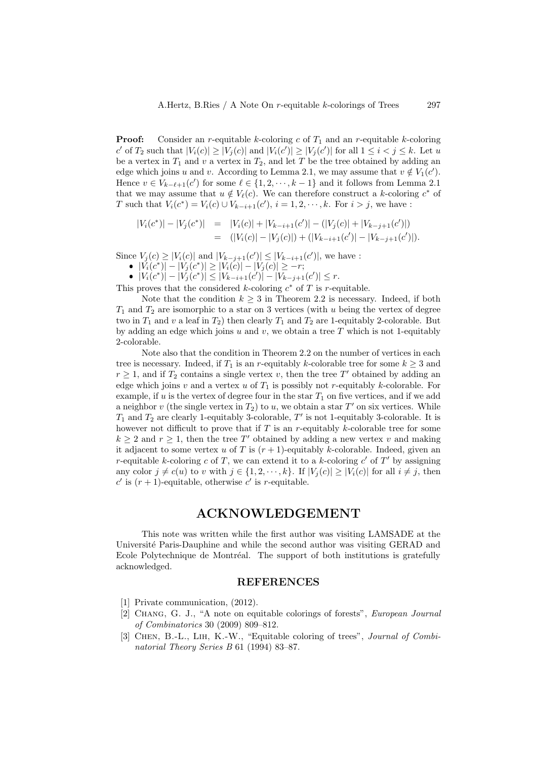**Proof:** Consider an $r$-equitable $k$-coloring $c$ of $T_1$ and an $r$-equitable $k$-coloring $c'$ of $T_2$ such that $|V_i(c)| \geq |V_j(c)|$ and $|V_i(c')| \geq |V_j(c')|$ for all $1 \leq i < j \leq k$. Let $u$ be a vertex in $T_1$ and $v$ a vertex in $T_2$, and let $T$ be the tree obtained by adding an edge which joins $u$ and $v$. According to Lemma 2.1, we may assume that $v \notin V_1(c')$. Hence $v \in V_{k-\ell+1}(c')$ for some $\ell \in \{1, 2, \cdots, k-1\}$ and it follows from Lemma 2.1 that we may assume that $u \notin V_\ell(c)$. We can therefore construct a $k$-coloring $c^*$ of $T$ such that $V_i(c^*) = V_i(c) \cup V_{k-i+1}(c')$, $i = 1, 2, \cdots, k$. For $i > j$, we have :

$$
\begin{aligned}
|V_i(c^*)| - |V_j(c^*)| &= |V_i(c)| + |V_{k-i+1}(c')| - (|V_j(c)| + |V_{k-j+1}(c')|) \\
&= (|V_i(c)| - |V_j(c)|) + (|V_{k-i+1}(c')| - |V_{k-j+1}(c')|).
\end{aligned}
$$

Since $V_j(c) \geq |V_i(c)|$ and $|V_{k-j+1}(c')| \leq |V_{k-i+1}(c')|$, we have :

- $|V_i(c^*)| - |V_j(c^*)| \geq |V_i(c)| - |V_j(c)| \geq -r$;
- $|V_i(c^*)| - |V_j(c^*)| \leq |V_{k-i+1}(c')| - |V_{k-j+1}(c')| \leq r$.

This proves that the considered $k$-coloring $c^*$ of $T$ is $r$-equitable.

Note that the condition $k \geq 3$ in Theorem 2.2 is necessary. Indeed, if both $T_1$ and $T_2$ are isomorphic to a star on 3 vertices (with $u$ being the vertex of degree two in $T_1$ and $v$ a leaf in $T_2$) then clearly $T_1$ and $T_2$ are 1-equitably 2-colorable. But by adding an edge which joins $u$ and $v$, we obtain a tree $T$ which is not 1-equitably 2-colorable.

Note also that the condition in Theorem 2.2 on the number of vertices in each tree is necessary. Indeed, if $T_1$ is an $r$-equitably $k$-colorable tree for some $k \geq 3$ and $r \geq 1$, and if $T_2$ contains a single vertex $v$, then the tree $T'$ obtained by adding an edge which joins $v$ and a vertex $u$ of $T_1$ is possibly not $r$-equitably $k$-colorable. For example, if $u$ is the vertex of degree four in the star $T_1$ on five vertices, and if we add a neighbor $v$ (the single vertex in $T_2$) to $u$, we obtain a star $T'$ on six vertices. While $T_1$ and $T_2$ are clearly 1-equitably 3-colorable, $T'$ is not 1-equitably 3-colorable. It is however not difficult to prove that if $T$ is an $r$-equitably $k$-colorable tree for some $k \geq 2$ and $r \geq 1$, then the tree $T'$ obtained by adding a new vertex $v$ and making it adjacent to some vertex $u$ of $T$ is $(r+1)$-equitably $k$-colorable. Indeed, given an $r$-equitable $k$-coloring $c$ of $T$, we can extend it to a $k$-coloring $c'$ of $T'$ by assigning any color $j \neq c(u)$ to $v$ with $j \in \{1, 2, \cdots, k\}$. If $|V_j(c)| \geq |V_i(c)|$ for all $i \neq j$, then $c'$ is $(r+1)$-equitable, otherwise $c'$ is $r$-equitable.

# ACKNOWLEDGEMENT

This note was written while the first author was visiting LAMSADE at the Université Paris-Dauphine and while the second author was visiting GERAD and Ecole Polytechnique de Montréal. The support of both institutions is gratefully acknowledged.

## REFERENCES

[1] Private communication, (2012).

[2] Chang, G. J., "A note on equitable colorings of forests", *European Journal of Combinatorics* 30 (2009) 809–812.

[3] Chen, B.-L., Lih, K.-W., "Equitable coloring of trees", *Journal of Combinatorial Theory Series B* 61 (1994) 83–87.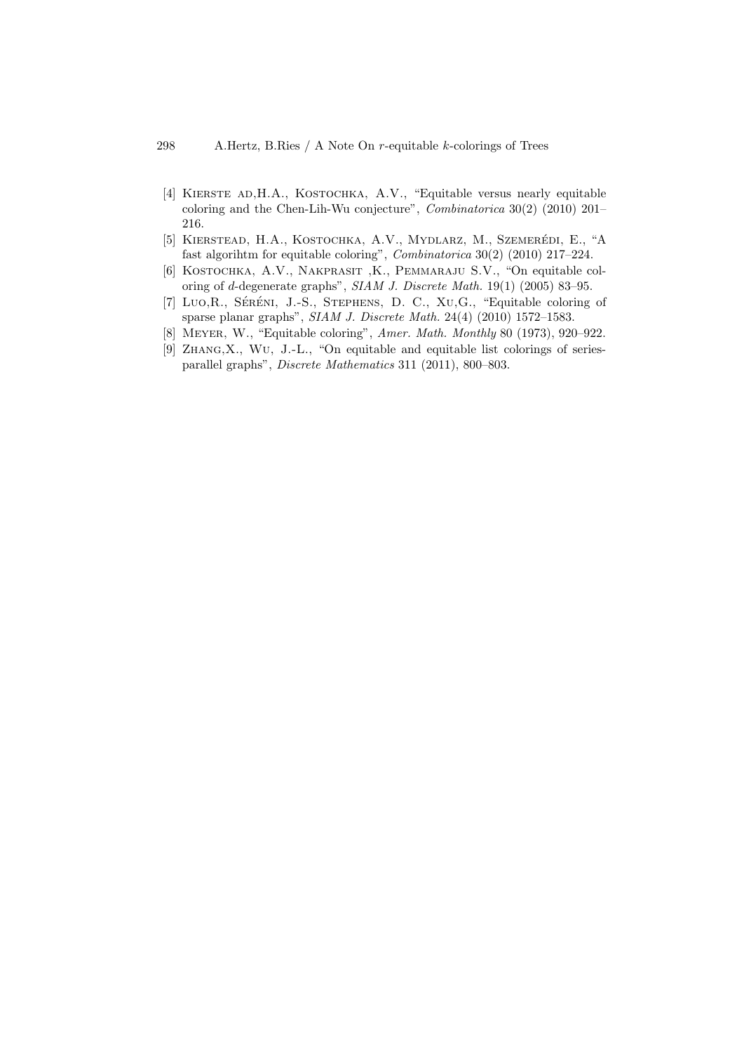- [4] Kierste ad,H.A., Kostochka, A.V., "Equitable versus nearly equitable coloring and the Chen-Lih-Wu conjecture", *Combinatorica* 30(2) (2010) 201–216.
- [5] Kierstead, H.A., Kostochka, A.V., Mydlarz, M., Szemerédi, E., "A fast algorihtm for equitable coloring", *Combinatorica* 30(2) (2010) 217–224.
- [6] Kostochka, A.V., Nakprasit ,K., Pemmaraju S.V., "On equitable coloring of $d$-degenerate graphs", *SIAM J. Discrete Math.* 19(1) (2005) 83–95.
- [7] Luo,R., Séréni, J.-S., Stephens, D. C., Xu,G., "Equitable coloring of sparse planar graphs", *SIAM J. Discrete Math.* 24(4) (2010) 1572–1583.
- [8] Meyer, W., "Equitable coloring", *Amer. Math. Monthly* 80 (1973), 920–922.
- [9] Zhang,X., Wu, J.-L., "On equitable and equitable list colorings of series-parallel graphs", *Discrete Mathematics* 311 (2011), 800–803.